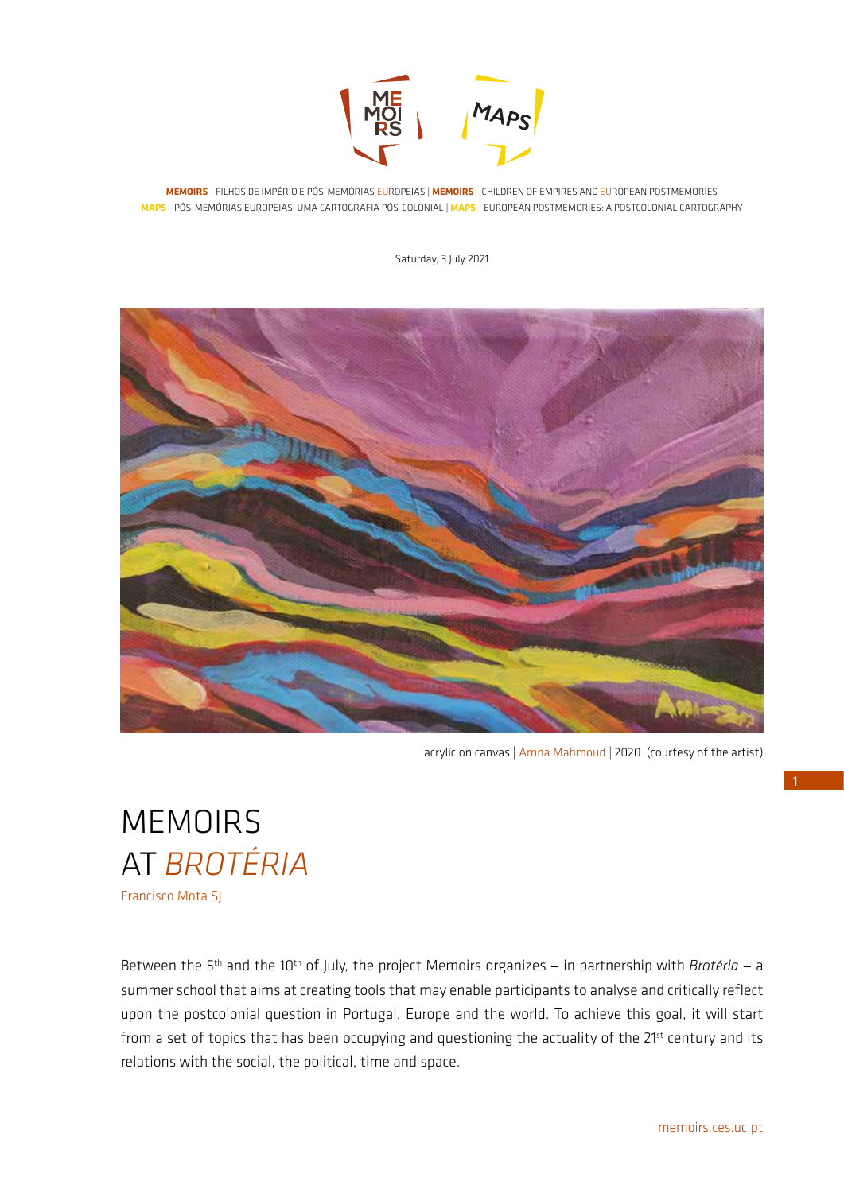**MEMOIRS** - FILHOS DE IMPÉRIO E PÓS-MEMÓRIAS EUROPEIAS | **MEMOIRS** - CHILDREN OF EMPIRES AND EUROPEAN POSTMEMORIES
**MAPS** - PÓS-MEMÓRIAS EUROPEIAS: UMA CARTOGRAFIA PÓS-COLONIAL | **MAPS** - EUROPEAN POSTMEMORIES: A POSTCOLONIAL CARTOGRAPHY

Saturday, 3 July 2021

acrylic on canvas | Amna Mahmoud | 2020 (courtesy of the artist)

# MEMOIRS AT *BROTÉRIA*

Francisco Mota SJ

Between the 5th and the 10th of July, the project Memoirs organizes – in partnership with *Brotéria* – a summer school that aims at creating tools that may enable participants to analyse and critically reflect upon the postcolonial question in Portugal, Europe and the world. To achieve this goal, it will start from a set of topics that has been occupying and questioning the actuality of the 21st century and its relations with the social, the political, time and space.

memoirs.ces.uc.pt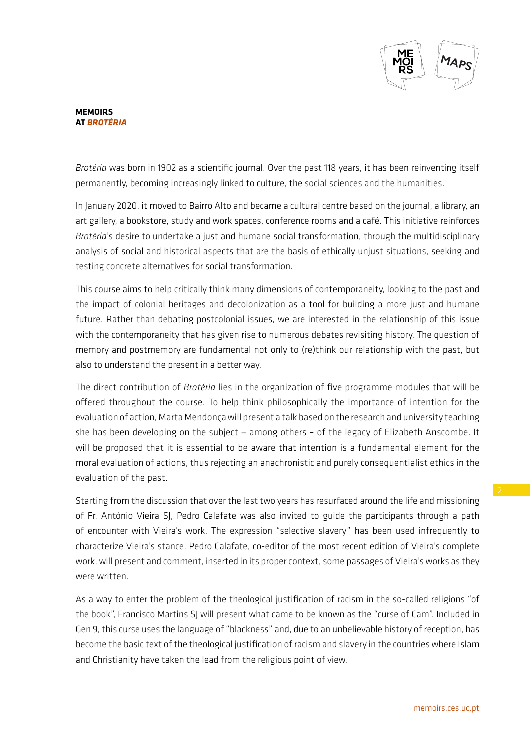**MEMOIRS**
**AT *BROTÉRIA***

*Brotéria* was born in 1902 as a scientific journal. Over the past 118 years, it has been reinventing itself permanently, becoming increasingly linked to culture, the social sciences and the humanities.

In January 2020, it moved to Bairro Alto and became a cultural centre based on the journal, a library, an art gallery, a bookstore, study and work spaces, conference rooms and a café. This initiative reinforces *Brotéria*'s desire to undertake a just and humane social transformation, through the multidisciplinary analysis of social and historical aspects that are the basis of ethically unjust situations, seeking and testing concrete alternatives for social transformation.

This course aims to help critically think many dimensions of contemporaneity, looking to the past and the impact of colonial heritages and decolonization as a tool for building a more just and humane future. Rather than debating postcolonial issues, we are interested in the relationship of this issue with the contemporaneity that has given rise to numerous debates revisiting history. The question of memory and postmemory are fundamental not only to (re)think our relationship with the past, but also to understand the present in a better way.

The direct contribution of *Brotéria* lies in the organization of five programme modules that will be offered throughout the course. To help think philosophically the importance of intention for the evaluation of action, Marta Mendonça will present a talk based on the research and university teaching she has been developing on the subject – among others – of the legacy of Elizabeth Anscombe. It will be proposed that it is essential to be aware that intention is a fundamental element for the moral evaluation of actions, thus rejecting an anachronistic and purely consequentialist ethics in the evaluation of the past.

Starting from the discussion that over the last two years has resurfaced around the life and missioning of Fr. António Vieira SJ, Pedro Calafate was also invited to guide the participants through a path of encounter with Vieira's work. The expression "selective slavery" has been used infrequently to characterize Vieira's stance. Pedro Calafate, co-editor of the most recent edition of Vieira's complete work, will present and comment, inserted in its proper context, some passages of Vieira's works as they were written.

As a way to enter the problem of the theological justification of racism in the so-called religions "of the book", Francisco Martins SJ will present what came to be known as the "curse of Cam". Included in Gen 9, this curse uses the language of "blackness" and, due to an unbelievable history of reception, has become the basic text of the theological justification of racism and slavery in the countries where Islam and Christianity have taken the lead from the religious point of view.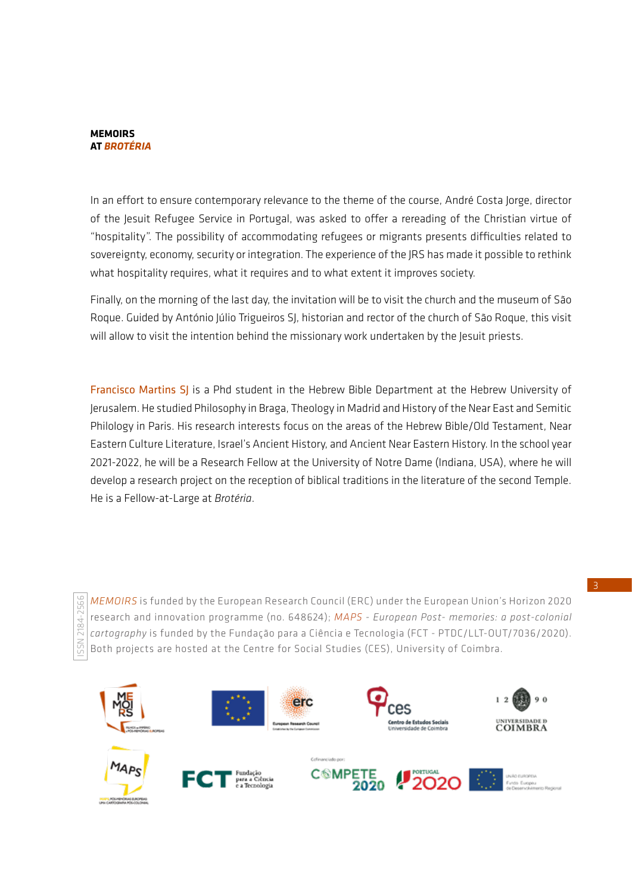**MEMOIRS**
**AT *BROTÉRIA***

In an effort to ensure contemporary relevance to the theme of the course, André Costa Jorge, director of the Jesuit Refugee Service in Portugal, was asked to offer a rereading of the Christian virtue of "hospitality". The possibility of accommodating refugees or migrants presents difficulties related to sovereignty, economy, security or integration. The experience of the JRS has made it possible to rethink what hospitality requires, what it requires and to what extent it improves society.

Finally, on the morning of the last day, the invitation will be to visit the church and the museum of São Roque. Guided by António Júlio Trigueiros SJ, historian and rector of the church of São Roque, this visit will allow to visit the intention behind the missionary work undertaken by the Jesuit priests.

Francisco Martins SJ is a Phd student in the Hebrew Bible Department at the Hebrew University of Jerusalem. He studied Philosophy in Braga, Theology in Madrid and History of the Near East and Semitic Philology in Paris. His research interests focus on the areas of the Hebrew Bible/Old Testament, Near Eastern Culture Literature, Israel's Ancient History, and Ancient Near Eastern History. In the school year 2021-2022, he will be a Research Fellow at the University of Notre Dame (Indiana, USA), where he will develop a research project on the reception of biblical traditions in the literature of the second Temple. He is a Fellow-at-Large at *Brotéria*.

ISSN 2184-2566

*MEMOIRS* is funded by the European Research Council (ERC) under the European Union's Horizon 2020 research and innovation programme (no. 648624); *MAPS - European Post- memories: a post-colonial cartography* is funded by the Fundação para a Ciência e Tecnologia (FCT - PTDC/LLT-OUT/7036/2020). Both projects are hosted at the Centre for Social Studies (CES), University of Coimbra.